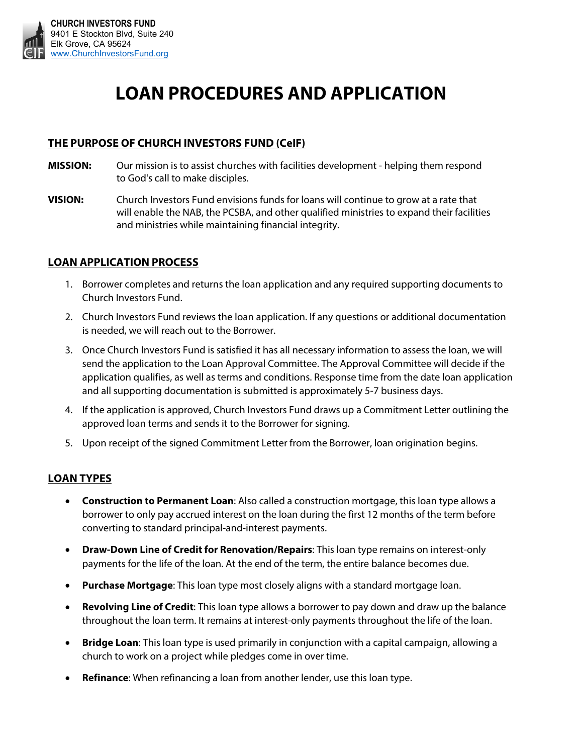**CHURCH INVESTORS FUND**
9401 E Stockton Blvd, Suite 240
Elk Grove, CA 95624
www.ChurchInvestorsFund.org

# LOAN PROCEDURES AND APPLICATION

## THE PURPOSE OF CHURCH INVESTORS FUND (CeIF)

**MISSION:** Our mission is to assist churches with facilities development - helping them respond to God's call to make disciples.

**VISION:** Church Investors Fund envisions funds for loans will continue to grow at a rate that will enable the NAB, the PCSBA, and other qualified ministries to expand their facilities and ministries while maintaining financial integrity.

## LOAN APPLICATION PROCESS

1. Borrower completes and returns the loan application and any required supporting documents to Church Investors Fund.
2. Church Investors Fund reviews the loan application. If any questions or additional documentation is needed, we will reach out to the Borrower.
3. Once Church Investors Fund is satisfied it has all necessary information to assess the loan, we will send the application to the Loan Approval Committee. The Approval Committee will decide if the application qualifies, as well as terms and conditions. Response time from the date loan application and all supporting documentation is submitted is approximately 5-7 business days.
4. If the application is approved, Church Investors Fund draws up a Commitment Letter outlining the approved loan terms and sends it to the Borrower for signing.
5. Upon receipt of the signed Commitment Letter from the Borrower, loan origination begins.

## LOAN TYPES

- **Construction to Permanent Loan**: Also called a construction mortgage, this loan type allows a borrower to only pay accrued interest on the loan during the first 12 months of the term before converting to standard principal-and-interest payments.
- **Draw-Down Line of Credit for Renovation/Repairs**: This loan type remains on interest-only payments for the life of the loan. At the end of the term, the entire balance becomes due.
- **Purchase Mortgage**: This loan type most closely aligns with a standard mortgage loan.
- **Revolving Line of Credit**: This loan type allows a borrower to pay down and draw up the balance throughout the loan term. It remains at interest-only payments throughout the life of the loan.
- **Bridge Loan**: This loan type is used primarily in conjunction with a capital campaign, allowing a church to work on a project while pledges come in over time.
- **Refinance**: When refinancing a loan from another lender, use this loan type.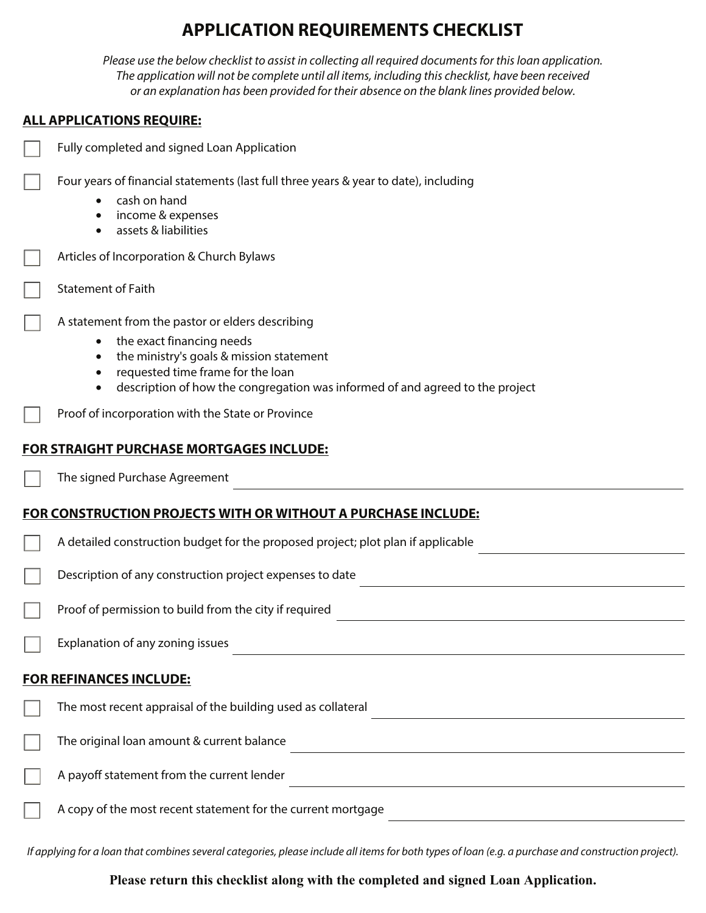# APPLICATION REQUIREMENTS CHECKLIST

*Please use the below checklist to assist in collecting all required documents for this loan application. The application will not be complete until all items, including this checklist, have been received or an explanation has been provided for their absence on the blank lines provided below.*

## ALL APPLICATIONS REQUIRE:

- [ ] Fully completed and signed Loan Application
- [ ] Four years of financial statements (last full three years & year to date), including
  - cash on hand
  - income & expenses
  - assets & liabilities
- [ ] Articles of Incorporation & Church Bylaws
- [ ] Statement of Faith
- [ ] A statement from the pastor or elders describing
  - the exact financing needs
  - the ministry's goals & mission statement
  - requested time frame for the loan
  - description of how the congregation was informed of and agreed to the project
- [ ] Proof of incorporation with the State or Province

## FOR STRAIGHT PURCHASE MORTGAGES INCLUDE:

- [ ] The signed Purchase Agreement ______________________________

## FOR CONSTRUCTION PROJECTS WITH OR WITHOUT A PURCHASE INCLUDE:

- [ ] A detailed construction budget for the proposed project; plot plan if applicable ______________________________
- [ ] Description of any construction project expenses to date ______________________________
- [ ] Proof of permission to build from the city if required ______________________________
- [ ] Explanation of any zoning issues ______________________________

## FOR REFINANCES INCLUDE:

- [ ] The most recent appraisal of the building used as collateral ______________________________
- [ ] The original loan amount & current balance ______________________________
- [ ] A payoff statement from the current lender ______________________________
- [ ] A copy of the most recent statement for the current mortgage ______________________________

*If applying for a loan that combines several categories, please include all items for both types of loan (e.g. a purchase and construction project).*

**Please return this checklist along with the completed and signed Loan Application.**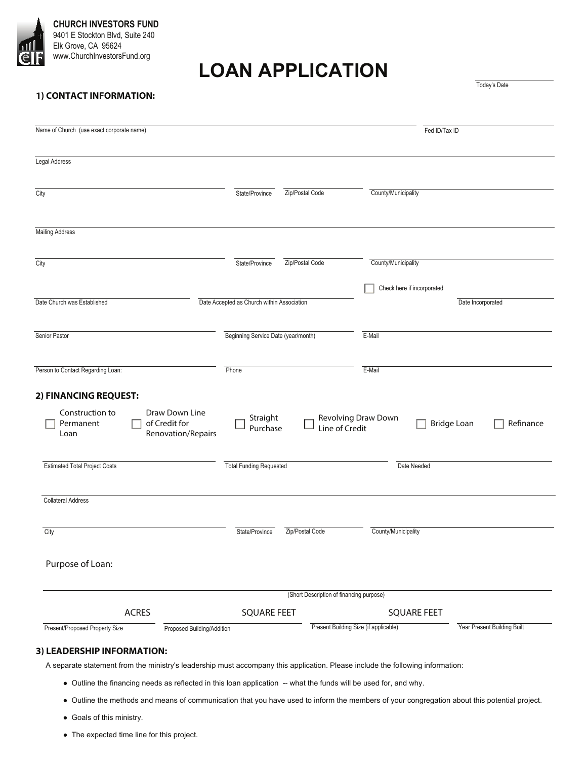**CHURCH INVESTORS FUND**
9401 E Stockton Blvd, Suite 240
Elk Grove, CA 95624
www.ChurchInvestorsFund.org

# LOAN APPLICATION

Today's Date ____________

## 1) CONTACT INFORMATION:

Name of Church (use exact corporate name) ____________ Fed ID/Tax ID ____________

Legal Address ____________

City ____________ State/Province ____________ Zip/Postal Code ____________ County/Municipality ____________

Mailing Address ____________

City ____________ State/Province ____________ Zip/Postal Code ____________ County/Municipality ____________

☐ Check here if incorporated

Date Church was Established ____________ Date Accepted as Church within Association ____________ Date Incorporated ____________

Senior Pastor ____________ Beginning Service Date (year/month) ____________ E-Mail ____________

Person to Contact Regarding Loan: ____________ Phone ____________ E-Mail ____________

## 2) FINANCING REQUEST:

☐ Construction to Permanent Loan ☐ Draw Down Line of Credit for Renovation/Repairs ☐ Straight Purchase ☐ Revolving Draw Down Line of Credit ☐ Bridge Loan ☐ Refinance

Estimated Total Project Costs ____________ Total Funding Requested ____________ Date Needed ____________

Collateral Address ____________

City ____________ State/Province ____________ Zip/Postal Code ____________ County/Municipality ____________

Purpose of Loan: ____________
(Short Description of financing purpose)

Present/Proposed Property Size ________ ACRES Proposed Building/Addition ________ SQUARE FEET Present Building Size (if applicable) ________ SQUARE FEET Year Present Building Built ________

## 3) LEADERSHIP INFORMATION:

A separate statement from the ministry's leadership must accompany this application. Please include the following information:

- Outline the financing needs as reflected in this loan application -- what the funds will be used for, and why.
- Outline the methods and means of communication that you have used to inform the members of your congregation about this potential project.
- Goals of this ministry.
- The expected time line for this project.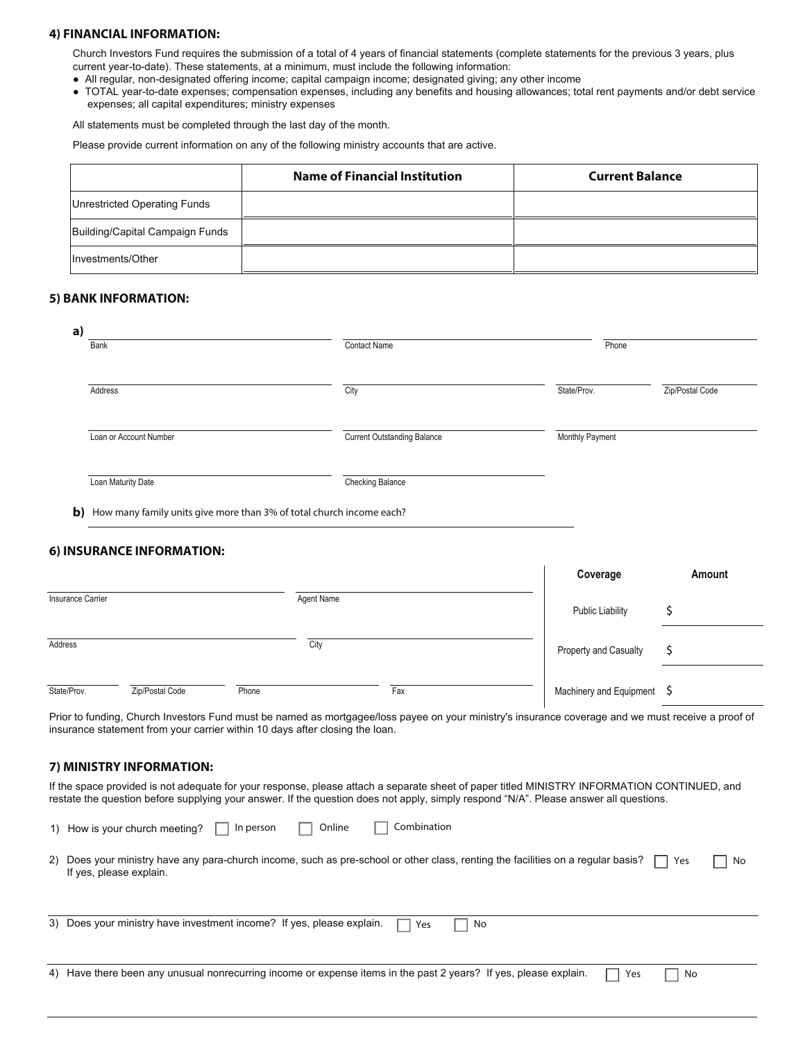## 4) FINANCIAL INFORMATION:

Church Investors Fund requires the submission of a total of 4 years of financial statements (complete statements for the previous 3 years, plus current year-to-date). These statements, at a minimum, must include the following information:

- All regular, non-designated offering income; capital campaign income; designated giving; any other income
- TOTAL year-to-date expenses; compensation expenses, including any benefits and housing allowances; total rent payments and/or debt service expenses; all capital expenditures; ministry expenses

All statements must be completed through the last day of the month.

Please provide current information on any of the following ministry accounts that are active.

| | Name of Financial Institution | Current Balance |
|---|---|---|
| Unrestricted Operating Funds | | |
| Building/Capital Campaign Funds | | |
| Investments/Other | | |

## 5) BANK INFORMATION:

**a)**

Bank ______ Contact Name ______ Phone ______

Address ______ City ______ State/Prov. ______ Zip/Postal Code ______

Loan or Account Number ______ Current Outstanding Balance ______ Monthly Payment ______

Loan Maturity Date ______ Checking Balance ______

**b)** How many family units give more than 3% of total church income each? ______

## 6) INSURANCE INFORMATION:

Insurance Carrier ______ Agent Name ______

Address ______ City ______

State/Prov. ______ Zip/Postal Code ______ Phone ______ Fax ______

| Coverage | Amount |
|---|---|
| Public Liability | $ |
| Property and Casualty | $ |
| Machinery and Equipment | $ |

Prior to funding, Church Investors Fund must be named as mortgagee/loss payee on your ministry's insurance coverage and we must receive a proof of insurance statement from your carrier within 10 days after closing the loan.

## 7) MINISTRY INFORMATION:

If the space provided is not adequate for your response, please attach a separate sheet of paper titled MINISTRY INFORMATION CONTINUED, and restate the question before supplying your answer. If the question does not apply, simply respond "N/A". Please answer all questions.

1) How is your church meeting? ☐ In person ☐ Online ☐ Combination

2) Does your ministry have any para-church income, such as pre-school or other class, renting the facilities on a regular basis? ☐ Yes ☐ No
If yes, please explain.

3) Does your ministry have investment income? If yes, please explain. ☐ Yes ☐ No

4) Have there been any unusual nonrecurring income or expense items in the past 2 years? If yes, please explain. ☐ Yes ☐ No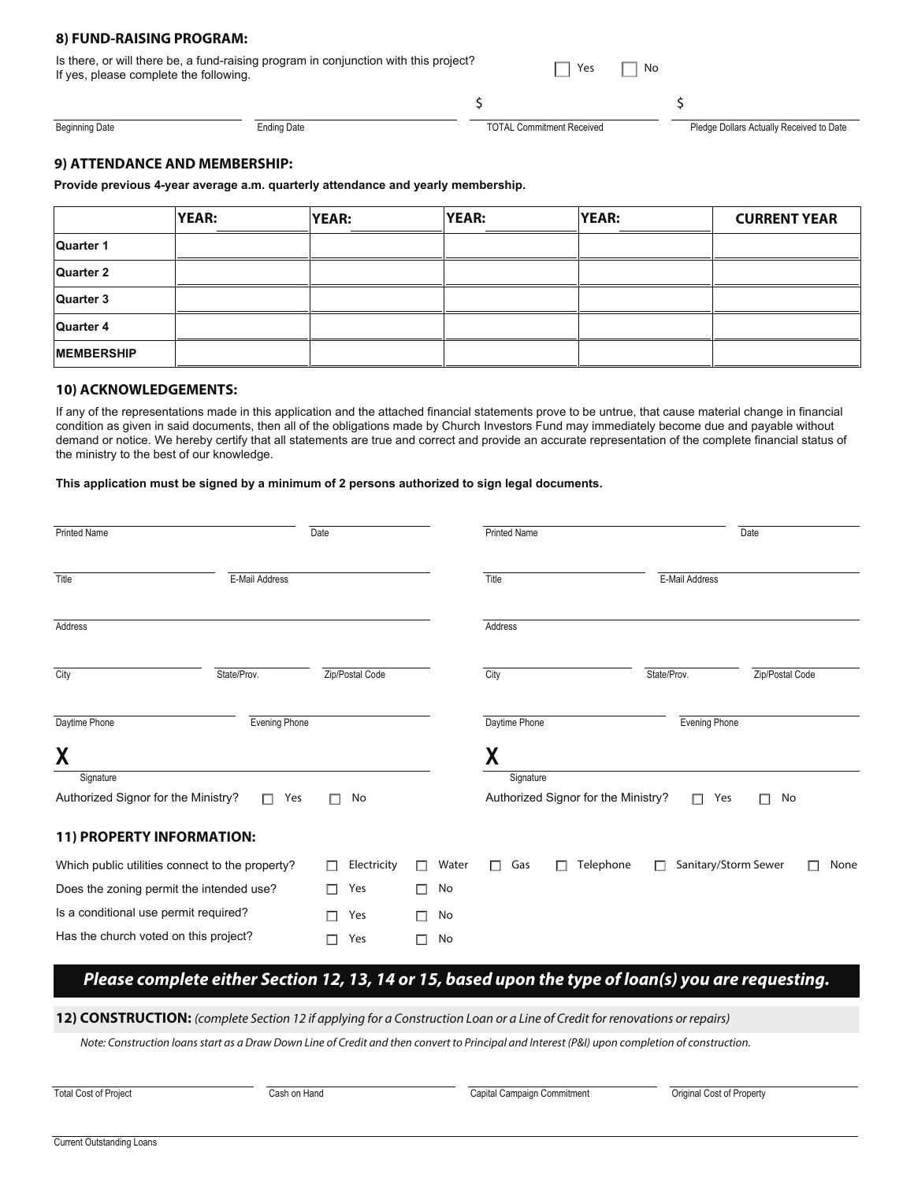### 8) FUND-RAISING PROGRAM:

Is there, or will there be, a fund-raising program in conjunction with this project? ☐ Yes ☐ No
If yes, please complete the following.

| Beginning Date | Ending Date | TOTAL Commitment Received | Pledge Dollars Actually Received to Date |
|---|---|---|---|
| | | $ | $ |

### 9) ATTENDANCE AND MEMBERSHIP:

**Provide previous 4-year average a.m. quarterly attendance and yearly membership.**

| | YEAR: | YEAR: | YEAR: | YEAR: | CURRENT YEAR |
|---|---|---|---|---|---|
| Quarter 1 | | | | | |
| Quarter 2 | | | | | |
| Quarter 3 | | | | | |
| Quarter 4 | | | | | |
| MEMBERSHIP | | | | | |

### 10) ACKNOWLEDGEMENTS:

If any of the representations made in this application and the attached financial statements prove to be untrue, that cause material change in financial condition as given in said documents, then all of the obligations made by Church Investors Fund may immediately become due and payable without demand or notice. We hereby certify that all statements are true and correct and provide an accurate representation of the complete financial status of the ministry to the best of our knowledge.

**This application must be signed by a minimum of 2 persons authorized to sign legal documents.**

Printed Name ______ Date ______

Title ______ E-Mail Address ______

Address ______

City ______ State/Prov. ______ Zip/Postal Code ______

Daytime Phone ______ Evening Phone ______

**X** ______
Signature

Authorized Signor for the Ministry? ☐ Yes ☐ No

Printed Name ______ Date ______

Title ______ E-Mail Address ______

Address ______

City ______ State/Prov. ______ Zip/Postal Code ______

Daytime Phone ______ Evening Phone ______

**X** ______
Signature

Authorized Signor for the Ministry? ☐ Yes ☐ No

### 11) PROPERTY INFORMATION:

Which public utilities connect to the property? ☐ Electricity ☐ Water ☐ Gas ☐ Telephone ☐ Sanitary/Storm Sewer ☐ None

Does the zoning permit the intended use? ☐ Yes ☐ No

Is a conditional use permit required? ☐ Yes ☐ No

Has the church voted on this project? ☐ Yes ☐ No

***Please complete either Section 12, 13, 14 or 15, based upon the type of loan(s) you are requesting.***

**12) CONSTRUCTION:** *(complete Section 12 if applying for a Construction Loan or a Line of Credit for renovations or repairs)*

*Note: Construction loans start as a Draw Down Line of Credit and then convert to Principal and Interest (P&I) upon completion of construction.*

Total Cost of Project ______ Cash on Hand ______ Capital Campaign Commitment ______ Original Cost of Property ______

Current Outstanding Loans ______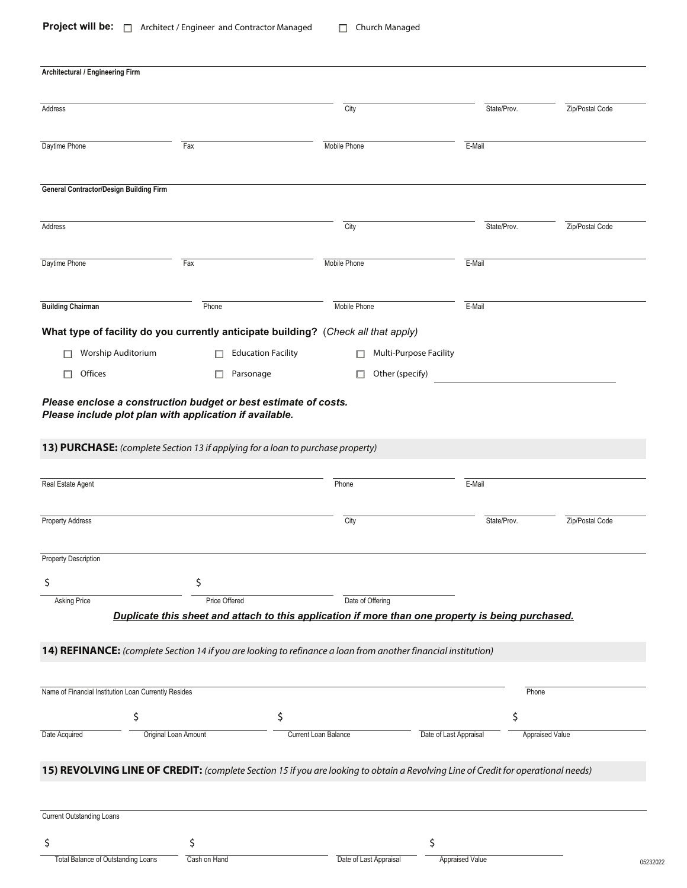**Project will be:** ☐ Architect / Engineer and Contractor Managed ☐ Church Managed

**Architectural / Engineering Firm**

| | | | |
|---|---|---|---|
| Address | City | State/Prov. | Zip/Postal Code |

| | | | |
|---|---|---|---|
| Daytime Phone | Fax | Mobile Phone | E-Mail |

**General Contractor/Design Building Firm**

| | | | |
|---|---|---|---|
| Address | City | State/Prov. | Zip/Postal Code |

| | | | |
|---|---|---|---|
| Daytime Phone | Fax | Mobile Phone | E-Mail |

| | | | |
|---|---|---|---|
| **Building Chairman** | Phone | Mobile Phone | E-Mail |

**What type of facility do you currently anticipate building?** (*Check all that apply*)

☐ Worship Auditorium ☐ Education Facility ☐ Multi-Purpose Facility

☐ Offices ☐ Parsonage ☐ Other (specify) ____________________

***Please enclose a construction budget or best estimate of costs.***
***Please include plot plan with application if available.***

## 13) PURCHASE: *(complete Section 13 if applying for a loan to purchase property)*

| | | |
|---|---|---|
| Real Estate Agent | Phone | E-Mail |

| | | | |
|---|---|---|---|
| Property Address | City | State/Prov. | Zip/Postal Code |

Property Description

| | | |
|---|---|---|
| $ | $ | |
| Asking Price | Price Offered | Date of Offering |

***<u>Duplicate this sheet and attach to this application if more than one property is being purchased.</u>***

## 14) REFINANCE: *(complete Section 14 if you are looking to refinance a loan from another financial institution)*

| | |
|---|---|
| Name of Financial Institution Loan Currently Resides | Phone |

| | | | | |
|---|---|---|---|---|
| | $ | $ | | $ |
| Date Acquired | Original Loan Amount | Current Loan Balance | Date of Last Appraisal | Appraised Value |

## 15) REVOLVING LINE OF CREDIT: *(complete Section 15 if you are looking to obtain a Revolving Line of Credit for operational needs)*

Current Outstanding Loans

| | | | |
|---|---|---|---|
| $ | $ | | $ |
| Total Balance of Outstanding Loans | Cash on Hand | Date of Last Appraisal | Appraised Value |

05232022